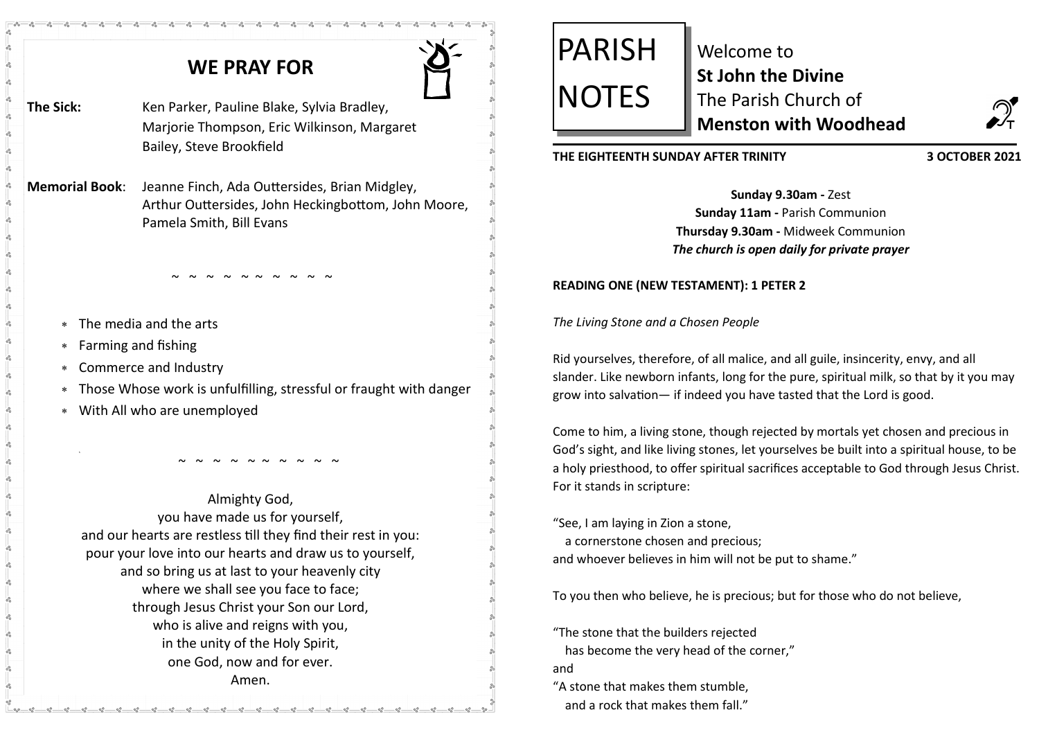## WE PRAY FOR

**The Sick:** Ken Parker, Pauline Blake, Sylvia Bradley, Marjorie Thompson, Eric Wilkinson, Margaret Bailey, Steve Brookfield

**Memorial Book**: Jeanne Finch, Ada Outtersides, Brian Midgley, Arthur Outtersides, John Heckingbottom, John Moore, Pamela Smith, Bill Evans

~ ~ ~ ~ ~ ~ ~ ~ ~ ~

- The media and the arts
- Farming and fishing
- Commerce and Industry
- Those Whose work is unfulfilling, stressful or fraught with danger
- With All who are unemployed

~ ~ ~ ~ ~ ~ ~ ~ ~ ~

Almighty God,
you have made us for yourself,
and our hearts are restless till they find their rest in you:
pour your love into our hearts and draw us to yourself,
and so bring us at last to your heavenly city
where we shall see you face to face;
through Jesus Christ your Son our Lord,
who is alive and reigns with you,
in the unity of the Holy Spirit,
one God, now and for ever.
Amen.

# PARISH NOTES

Welcome to
**St John the Divine**
The Parish Church of
**Menston with Woodhead**

**THE EIGHTEENTH SUNDAY AFTER TRINITY** **3 OCTOBER 2021**

**Sunday 9.30am -** Zest
**Sunday 11am -** Parish Communion
**Thursday 9.30am -** Midweek Communion
***The church is open daily for private prayer***

**READING ONE (NEW TESTAMENT): 1 PETER 2**

*The Living Stone and a Chosen People*

Rid yourselves, therefore, of all malice, and all guile, insincerity, envy, and all slander. Like newborn infants, long for the pure, spiritual milk, so that by it you may grow into salvation— if indeed you have tasted that the Lord is good.

Come to him, a living stone, though rejected by mortals yet chosen and precious in God's sight, and like living stones, let yourselves be built into a spiritual house, to be a holy priesthood, to offer spiritual sacrifices acceptable to God through Jesus Christ. For it stands in scripture:

"See, I am laying in Zion a stone,
a cornerstone chosen and precious;
and whoever believes in him will not be put to shame."

To you then who believe, he is precious; but for those who do not believe,

"The stone that the builders rejected
has become the very head of the corner,"
and
"A stone that makes them stumble,
and a rock that makes them fall."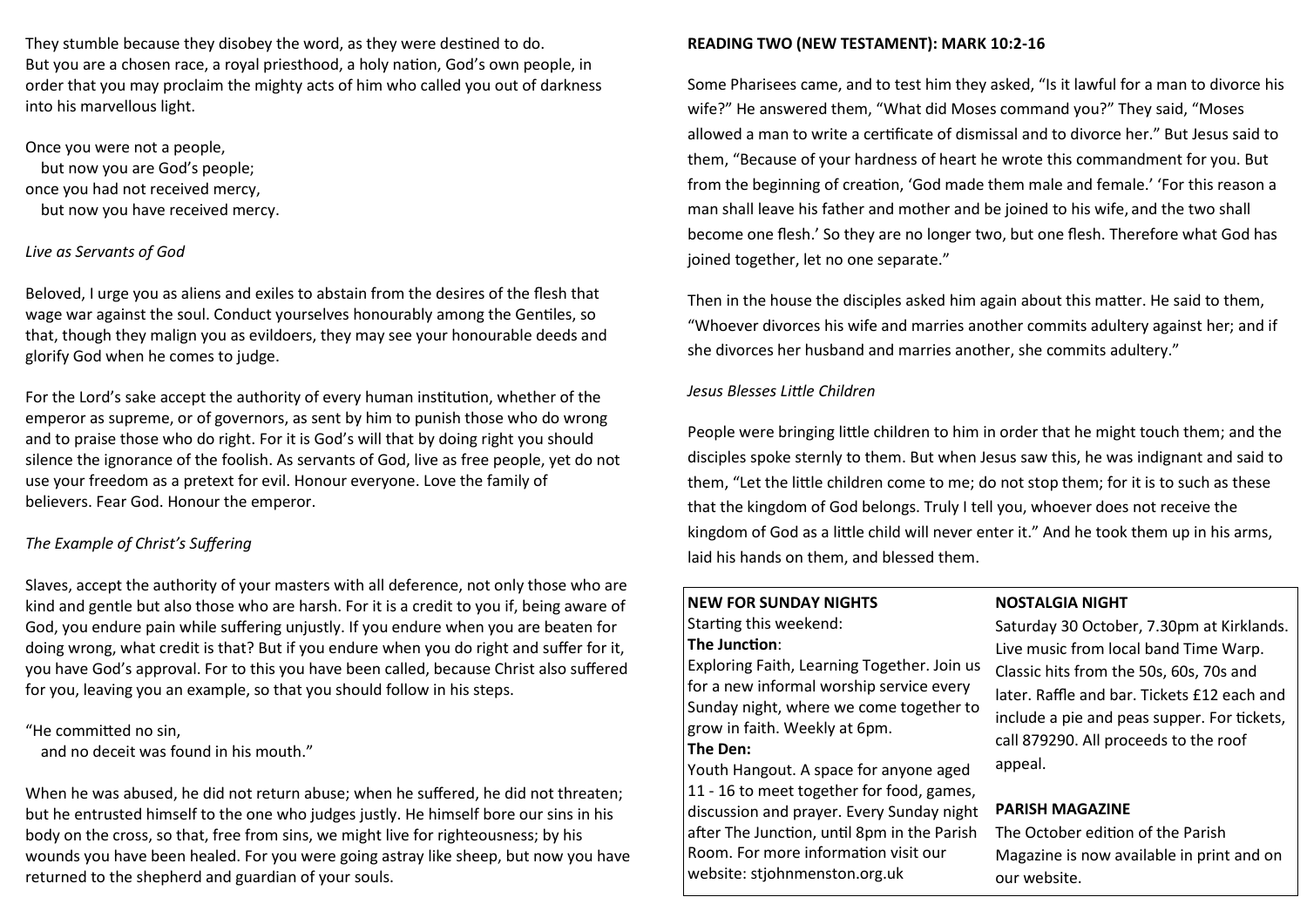They stumble because they disobey the word, as they were destined to do.
But you are a chosen race, a royal priesthood, a holy nation, God's own people, in order that you may proclaim the mighty acts of him who called you out of darkness into his marvellous light.

Once you were not a people,
   but now you are God's people;
once you had not received mercy,
   but now you have received mercy.

*Live as Servants of God*

Beloved, I urge you as aliens and exiles to abstain from the desires of the flesh that wage war against the soul. Conduct yourselves honourably among the Gentiles, so that, though they malign you as evildoers, they may see your honourable deeds and glorify God when he comes to judge.

For the Lord's sake accept the authority of every human institution, whether of the emperor as supreme, or of governors, as sent by him to punish those who do wrong and to praise those who do right. For it is God's will that by doing right you should silence the ignorance of the foolish. As servants of God, live as free people, yet do not use your freedom as a pretext for evil. Honour everyone. Love the family of believers. Fear God. Honour the emperor.

*The Example of Christ's Suffering*

Slaves, accept the authority of your masters with all deference, not only those who are kind and gentle but also those who are harsh. For it is a credit to you if, being aware of God, you endure pain while suffering unjustly. If you endure when you are beaten for doing wrong, what credit is that? But if you endure when you do right and suffer for it, you have God's approval. For to this you have been called, because Christ also suffered for you, leaving you an example, so that you should follow in his steps.

"He committed no sin,
   and no deceit was found in his mouth."

When he was abused, he did not return abuse; when he suffered, he did not threaten; but he entrusted himself to the one who judges justly. He himself bore our sins in his body on the cross, so that, free from sins, we might live for righteousness; by his wounds you have been healed. For you were going astray like sheep, but now you have returned to the shepherd and guardian of your souls.

**READING TWO (NEW TESTAMENT): MARK 10:2-16**

Some Pharisees came, and to test him they asked, "Is it lawful for a man to divorce his wife?" He answered them, "What did Moses command you?" They said, "Moses allowed a man to write a certificate of dismissal and to divorce her." But Jesus said to them, "Because of your hardness of heart he wrote this commandment for you. But from the beginning of creation, 'God made them male and female.' 'For this reason a man shall leave his father and mother and be joined to his wife, and the two shall become one flesh.' So they are no longer two, but one flesh. Therefore what God has joined together, let no one separate."

Then in the house the disciples asked him again about this matter. He said to them, "Whoever divorces his wife and marries another commits adultery against her; and if she divorces her husband and marries another, she commits adultery."

*Jesus Blesses Little Children*

People were bringing little children to him in order that he might touch them; and the disciples spoke sternly to them. But when Jesus saw this, he was indignant and said to them, "Let the little children come to me; do not stop them; for it is to such as these that the kingdom of God belongs. Truly I tell you, whoever does not receive the kingdom of God as a little child will never enter it." And he took them up in his arms, laid his hands on them, and blessed them.

**NEW FOR SUNDAY NIGHTS**
Starting this weekend:
**The Junction**:
Exploring Faith, Learning Together. Join us for a new informal worship service every Sunday night, where we come together to grow in faith. Weekly at 6pm.
**The Den:**
Youth Hangout. A space for anyone aged 11 - 16 to meet together for food, games, discussion and prayer. Every Sunday night after The Junction, until 8pm in the Parish Room. For more information visit our website: stjohnmenston.org.uk

**NOSTALGIA NIGHT**
Saturday 30 October, 7.30pm at Kirklands. Live music from local band Time Warp. Classic hits from the 50s, 60s, 70s and later. Raffle and bar. Tickets £12 each and include a pie and peas supper. For tickets, call 879290. All proceeds to the roof appeal.

**PARISH MAGAZINE**
The October edition of the Parish Magazine is now available in print and on our website.